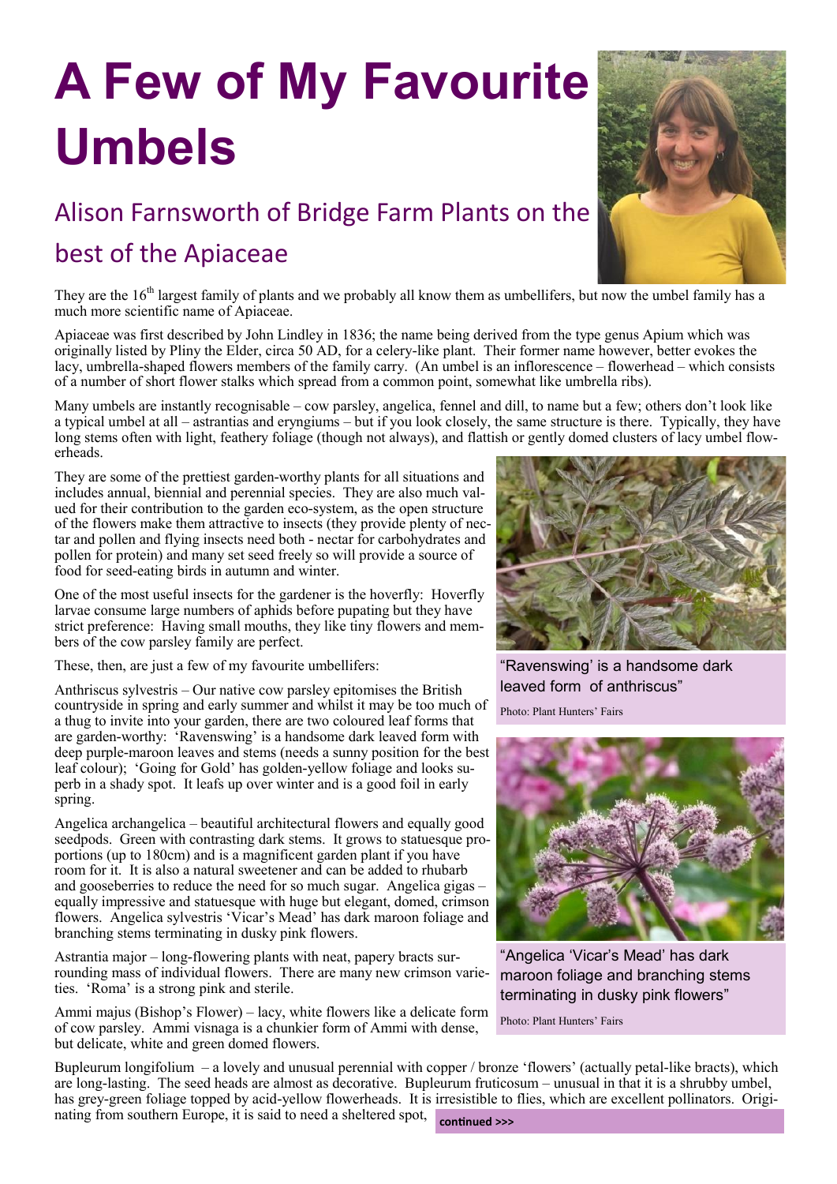# A Few of My Favourite Umbels

## Alison Farnsworth of Bridge Farm Plants on the best of the Apiaceae

They are the 16th largest family of plants and we probably all know them as umbellifers, but now the umbel family has a much more scientific name of Apiaceae.

Apiaceae was first described by John Lindley in 1836; the name being derived from the type genus Apium which was originally listed by Pliny the Elder, circa 50 AD, for a celery-like plant. Their former name however, better evokes the lacy, umbrella-shaped flowers members of the family carry. (An umbel is an inflorescence – flowerhead – which consists of a number of short flower stalks which spread from a common point, somewhat like umbrella ribs).

Many umbels are instantly recognisable – cow parsley, angelica, fennel and dill, to name but a few; others don't look like a typical umbel at all – astrantias and eryngiums – but if you look closely, the same structure is there. Typically, they have long stems often with light, feathery foliage (though not always), and flattish or gently domed clusters of lacy umbel flowerheads.

They are some of the prettiest garden-worthy plants for all situations and includes annual, biennial and perennial species. They are also much valued for their contribution to the garden eco-system, as the open structure of the flowers make them attractive to insects (they provide plenty of nectar and pollen and flying insects need both - nectar for carbohydrates and pollen for protein) and many set seed freely so will provide a source of food for seed-eating birds in autumn and winter.

One of the most useful insects for the gardener is the hoverfly: Hoverfly larvae consume large numbers of aphids before pupating but they have strict preference: Having small mouths, they like tiny flowers and members of the cow parsley family are perfect.

These, then, are just a few of my favourite umbellifers:

Anthriscus sylvestris – Our native cow parsley epitomises the British countryside in spring and early summer and whilst it may be too much of a thug to invite into your garden, there are two coloured leaf forms that are garden-worthy: 'Ravenswing' is a handsome dark leaved form with deep purple-maroon leaves and stems (needs a sunny position for the best leaf colour); 'Going for Gold' has golden-yellow foliage and looks superb in a shady spot. It leafs up over winter and is a good foil in early spring.

"Ravenswing' is a handsome dark leaved form of anthriscus"

Photo: Plant Hunters' Fairs

Angelica archangelica – beautiful architectural flowers and equally good seedpods. Green with contrasting dark stems. It grows to statuesque proportions (up to 180cm) and is a magnificent garden plant if you have room for it. It is also a natural sweetener and can be added to rhubarb and gooseberries to reduce the need for so much sugar. Angelica gigas – equally impressive and statuesque with huge but elegant, domed, crimson flowers. Angelica sylvestris 'Vicar's Mead' has dark maroon foliage and branching stems terminating in dusky pink flowers.

"Angelica 'Vicar's Mead' has dark maroon foliage and branching stems terminating in dusky pink flowers"

Photo: Plant Hunters' Fairs

Astrantia major – long-flowering plants with neat, papery bracts surrounding mass of individual flowers. There are many new crimson varieties. 'Roma' is a strong pink and sterile.

Ammi majus (Bishop's Flower) – lacy, white flowers like a delicate form of cow parsley. Ammi visnaga is a chunkier form of Ammi with dense, but delicate, white and green domed flowers.

Bupleurum longifolium – a lovely and unusual perennial with copper / bronze 'flowers' (actually petal-like bracts), which are long-lasting. The seed heads are almost as decorative. Bupleurum fruticosum – unusual in that it is a shrubby umbel, has grey-green foliage topped by acid-yellow flowerheads. It is irresistible to flies, which are excellent pollinators. Originating from southern Europe, it is said to need a sheltered spot,

**continued >>>**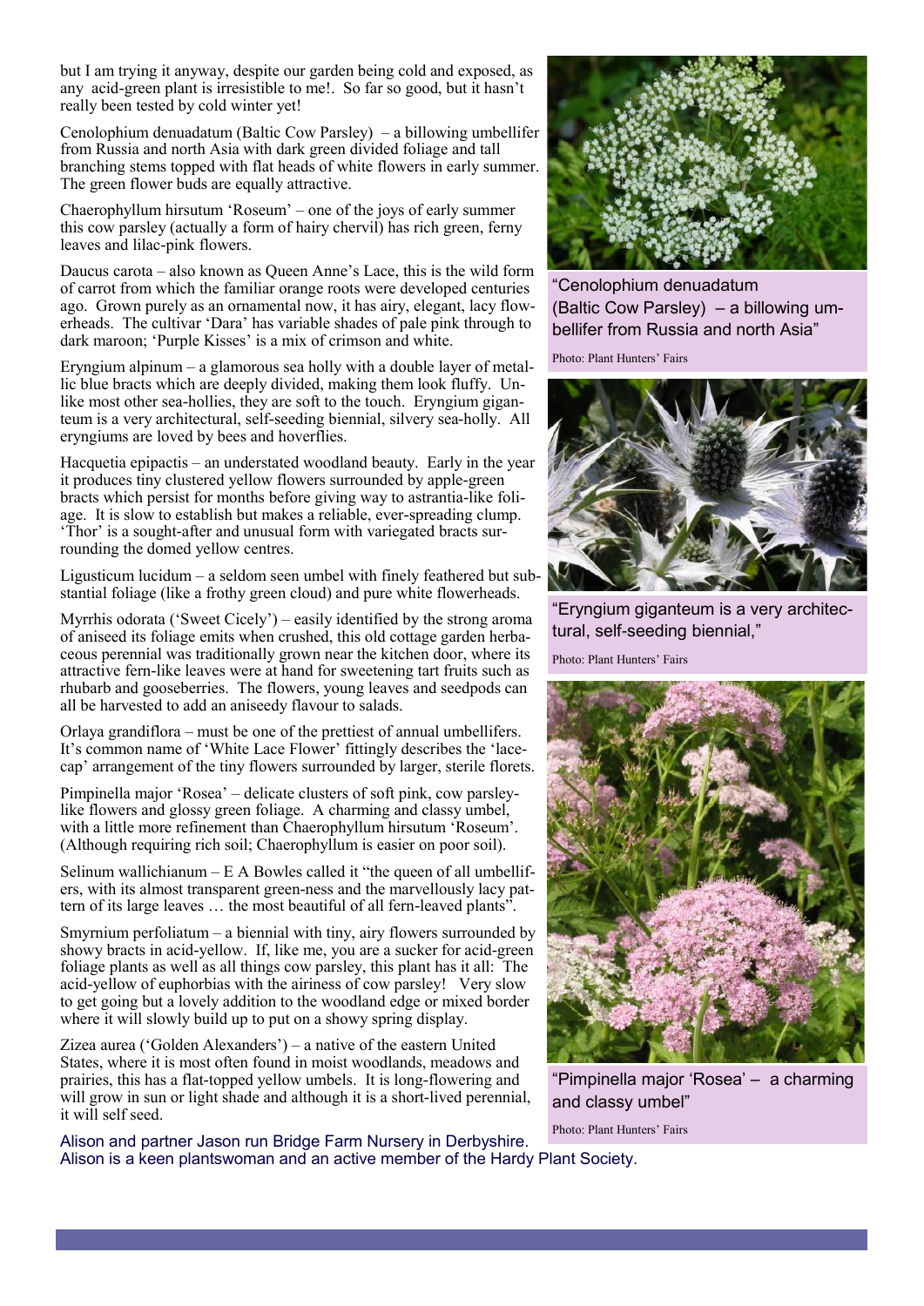but I am trying it anyway, despite our garden being cold and exposed, as any acid-green plant is irresistible to me!. So far so good, but it hasn't really been tested by cold winter yet!

Cenolophium denuadatum (Baltic Cow Parsley) – a billowing umbellifer from Russia and north Asia with dark green divided foliage and tall branching stems topped with flat heads of white flowers in early summer. The green flower buds are equally attractive.

Chaerophyllum hirsutum 'Roseum' – one of the joys of early summer this cow parsley (actually a form of hairy chervil) has rich green, ferny leaves and lilac-pink flowers.

Daucus carota – also known as Queen Anne's Lace, this is the wild form of carrot from which the familiar orange roots were developed centuries ago. Grown purely as an ornamental now, it has airy, elegant, lacy flowerheads. The cultivar 'Dara' has variable shades of pale pink through to dark maroon; 'Purple Kisses' is a mix of crimson and white.

Eryngium alpinum – a glamorous sea holly with a double layer of metallic blue bracts which are deeply divided, making them look fluffy. Unlike most other sea-hollies, they are soft to the touch. Eryngium giganteum is a very architectural, self-seeding biennial, silvery sea-holly. All eryngiums are loved by bees and hoverflies.

Hacquetia epipactis – an understated woodland beauty. Early in the year it produces tiny clustered yellow flowers surrounded by apple-green bracts which persist for months before giving way to astrantia-like foliage. It is slow to establish but makes a reliable, ever-spreading clump. 'Thor' is a sought-after and unusual form with variegated bracts surrounding the domed yellow centres.

Ligusticum lucidum – a seldom seen umbel with finely feathered but substantial foliage (like a frothy green cloud) and pure white flowerheads.

Myrrhis odorata ('Sweet Cicely') – easily identified by the strong aroma of aniseed its foliage emits when crushed, this old cottage garden herbaceous perennial was traditionally grown near the kitchen door, where its attractive fern-like leaves were at hand for sweetening tart fruits such as rhubarb and gooseberries. The flowers, young leaves and seedpods can all be harvested to add an aniseedy flavour to salads.

Orlaya grandiflora – must be one of the prettiest of annual umbellifers. It's common name of 'White Lace Flower' fittingly describes the 'lace-cap' arrangement of the tiny flowers surrounded by larger, sterile florets.

Pimpinella major 'Rosea' – delicate clusters of soft pink, cow parsley-like flowers and glossy green foliage. A charming and classy umbel, with a little more refinement than Chaerophyllum hirsutum 'Roseum'. (Although requiring rich soil; Chaerophyllum is easier on poor soil).

Selinum wallichianum – E A Bowles called it "the queen of all umbellifers, with its almost transparent green-ness and the marvellously lacy pattern of its large leaves … the most beautiful of all fern-leaved plants".

Smyrnium perfoliatum – a biennial with tiny, airy flowers surrounded by showy bracts in acid-yellow. If, like me, you are a sucker for acid-green foliage plants as well as all things cow parsley, this plant has it all: The acid-yellow of euphorbias with the airiness of cow parsley! Very slow to get going but a lovely addition to the woodland edge or mixed border where it will slowly build up to put on a showy spring display.

Zizea aurea ('Golden Alexanders') – a native of the eastern United States, where it is most often found in moist woodlands, meadows and prairies, this has a flat-topped yellow umbels. It is long-flowering and will grow in sun or light shade and although it is a short-lived perennial, it will self seed.

"Cenolophium denuadatum (Baltic Cow Parsley) – a billowing umbellifer from Russia and north Asia"

Photo: Plant Hunters' Fairs

"Eryngium giganteum is a very architectural, self-seeding biennial,"

Photo: Plant Hunters' Fairs

"Pimpinella major 'Rosea' – a charming and classy umbel"

Photo: Plant Hunters' Fairs

Alison and partner Jason run Bridge Farm Nursery in Derbyshire. Alison is a keen plantswoman and an active member of the Hardy Plant Society.